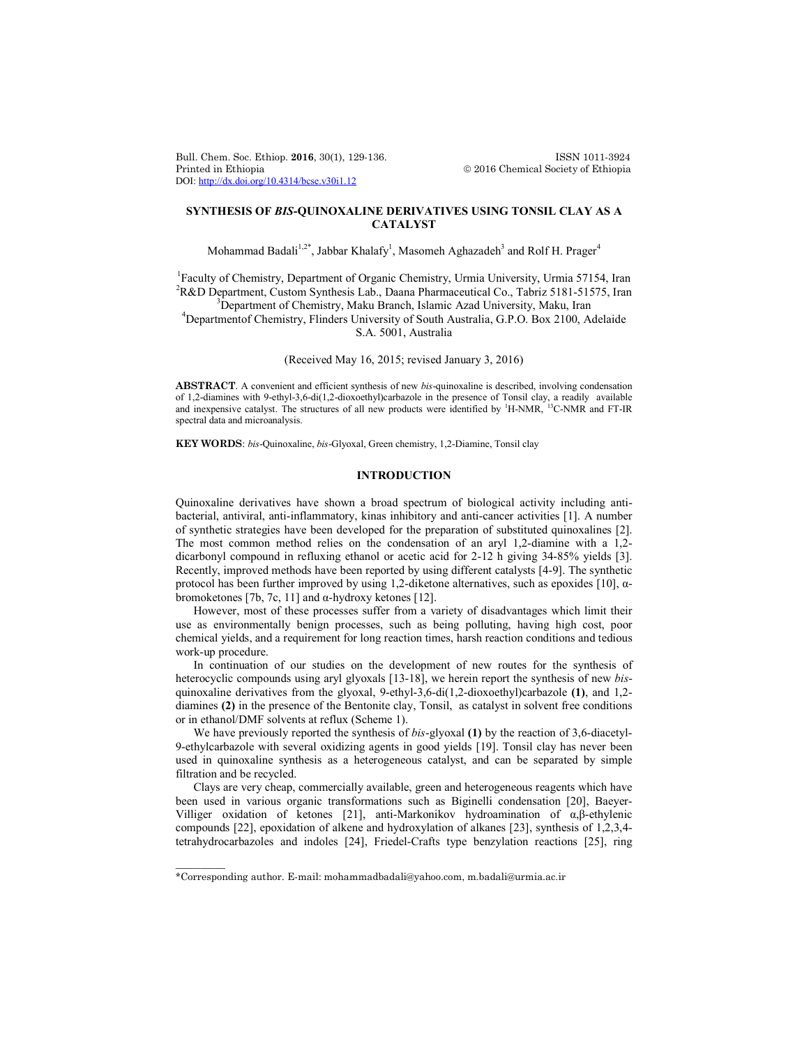# SYNTHESIS OF *BIS*-QUINOXALINE DERIVATIVES USING TONSIL CLAY AS A CATALYST

Mohammad Badali[1,2*], Jabbar Khalafy[1], Masomeh Aghazadeh[3] and Rolf H. Prager[4]

[1]Faculty of Chemistry, Department of Organic Chemistry, Urmia University, Urmia 57154, Iran
[2]R&D Department, Custom Synthesis Lab., Daana Pharmaceutical Co., Tabriz 5181-51575, Iran
[3]Department of Chemistry, Maku Branch, Islamic Azad University, Maku, Iran
[4]Departmentof Chemistry, Flinders University of South Australia, G.P.O. Box 2100, Adelaide S.A. 5001, Australia

(Received May 16, 2015; revised January 3, 2016)

**ABSTRACT**. A convenient and efficient synthesis of new *bis*-quinoxaline is described, involving condensation of 1,2-diamines with 9-ethyl-3,6-di(1,2-dioxoethyl)carbazole in the presence of Tonsil clay, a readily available and inexpensive catalyst. The structures of all new products were identified by $^{1}$H-NMR, $^{13}$C-NMR and FT-IR spectral data and microanalysis.

**KEY WORDS**: *bis*-Quinoxaline, *bis*-Glyoxal, Green chemistry, 1,2-Diamine, Tonsil clay

## INTRODUCTION

Quinoxaline derivatives have shown a broad spectrum of biological activity including anti-bacterial, antiviral, anti-inflammatory, kinas inhibitory and anti-cancer activities [1]. A number of synthetic strategies have been developed for the preparation of substituted quinoxalines [2]. The most common method relies on the condensation of an aryl 1,2-diamine with a 1,2-dicarbonyl compound in refluxing ethanol or acetic acid for 2-12 h giving 34-85% yields [3]. Recently, improved methods have been reported by using different catalysts [4-9]. The synthetic protocol has been further improved by using 1,2-diketone alternatives, such as epoxides [10], α-bromoketones [7b, 7c, 11] and α-hydroxy ketones [12].

However, most of these processes suffer from a variety of disadvantages which limit their use as environmentally benign processes, such as being polluting, having high cost, poor chemical yields, and a requirement for long reaction times, harsh reaction conditions and tedious work-up procedure.

In continuation of our studies on the development of new routes for the synthesis of heterocyclic compounds using aryl glyoxals [13-18], we herein report the synthesis of new *bis*-quinoxaline derivatives from the glyoxal, 9-ethyl-3,6-di(1,2-dioxoethyl)carbazole **(1)**, and 1,2-diamines **(2)** in the presence of the Bentonite clay, Tonsil, as catalyst in solvent free conditions or in ethanol/DMF solvents at reflux (Scheme 1).

We have previously reported the synthesis of *bis*-glyoxal **(1)** by the reaction of 3,6-diacetyl-9-ethylcarbazole with several oxidizing agents in good yields [19]. Tonsil clay has never been used in quinoxaline synthesis as a heterogeneous catalyst, and can be separated by simple filtration and be recycled.

Clays are very cheap, commercially available, green and heterogeneous reagents which have been used in various organic transformations such as Biginelli condensation [20], Baeyer-Villiger oxidation of ketones [21], anti-Markonikov hydroamination of α,β-ethylenic compounds [22], epoxidation of alkene and hydroxylation of alkanes [23], synthesis of 1,2,3,4-tetrahydrocarbazoles and indoles [24], Friedel-Crafts type benzylation reactions [25], ring

*Corresponding author. E-mail: mohammadbadali@yahoo.com, m.badali@urmia.ac.ir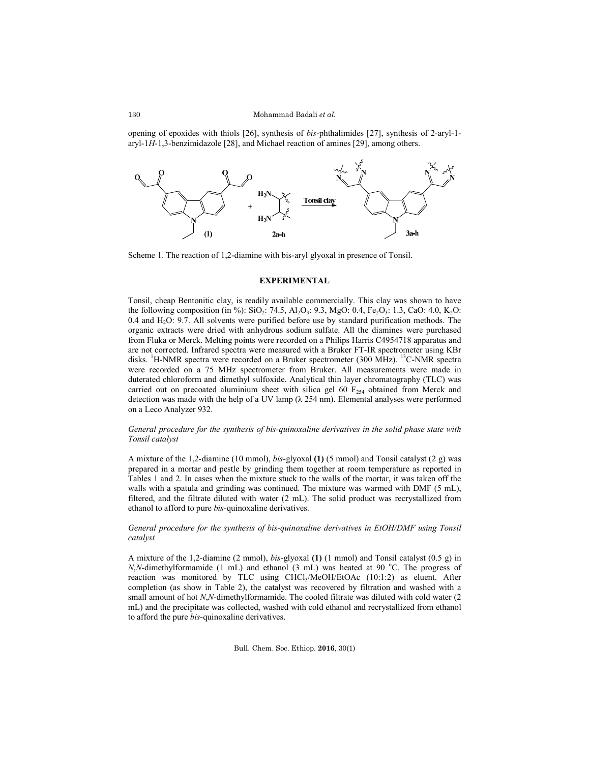opening of epoxides with thiols [26], synthesis of *bis*-phthalimides [27], synthesis of 2-aryl-1-aryl-1*H*-1,3-benzimidazole [28], and Michael reaction of amines [29], among others.

Scheme 1. The reaction of 1,2-diamine with bis-aryl glyoxal in presence of Tonsil.

## EXPERIMENTAL

Tonsil, cheap Bentonitic clay, is readily available commercially. This clay was shown to have the following composition (in %): $SiO_2$: 74.5, $Al_2O_3$: 9.3, MgO: 0.4, $Fe_2O_3$: 1.3, CaO: 4.0, $K_2O$: 0.4 and $H_2O$: 9.7. All solvents were purified before use by standard purification methods. The organic extracts were dried with anhydrous sodium sulfate. All the diamines were purchased from Fluka or Merck. Melting points were recorded on a Philips Harris C4954718 apparatus and are not corrected. Infrared spectra were measured with a Bruker FT-IR spectrometer using KBr disks. $^1$H-NMR spectra were recorded on a Bruker spectrometer (300 MHz). $^{13}$C-NMR spectra were recorded on a 75 MHz spectrometer from Bruker. All measurements were made in duterated chloroform and dimethyl sulfoxide. Analytical thin layer chromatography (TLC) was carried out on precoated aluminium sheet with silica gel 60 $F_{254}$ obtained from Merck and detection was made with the help of a UV lamp (λ 254 nm). Elemental analyses were performed on a Leco Analyzer 932.

*General procedure for the synthesis of bis-quinoxaline derivatives in the solid phase state with Tonsil catalyst*

A mixture of the 1,2-diamine (10 mmol), *bis*-glyoxal **(1)** (5 mmol) and Tonsil catalyst (2 g) was prepared in a mortar and pestle by grinding them together at room temperature as reported in Tables 1 and 2. In cases when the mixture stuck to the walls of the mortar, it was taken off the walls with a spatula and grinding was continued. The mixture was warmed with DMF (5 mL), filtered, and the filtrate diluted with water (2 mL). The solid product was recrystallized from ethanol to afford to pure *bis*-quinoxaline derivatives.

*General procedure for the synthesis of bis-quinoxaline derivatives in EtOH/DMF using Tonsil catalyst*

A mixture of the 1,2-diamine (2 mmol), *bis*-glyoxal **(1)** (1 mmol) and Tonsil catalyst (0.5 g) in *N*,*N*-dimethylformamide (1 mL) and ethanol (3 mL) was heated at 90 °C. The progress of reaction was monitored by TLC using $CHCl_3$/MeOH/EtOAc (10:1:2) as eluent. After completion (as show in Table 2), the catalyst was recovered by filtration and washed with a small amount of hot *N*,*N*-dimethylformamide. The cooled filtrate was diluted with cold water (2 mL) and the precipitate was collected, washed with cold ethanol and recrystallized from ethanol to afford the pure *bis*-quinoxaline derivatives.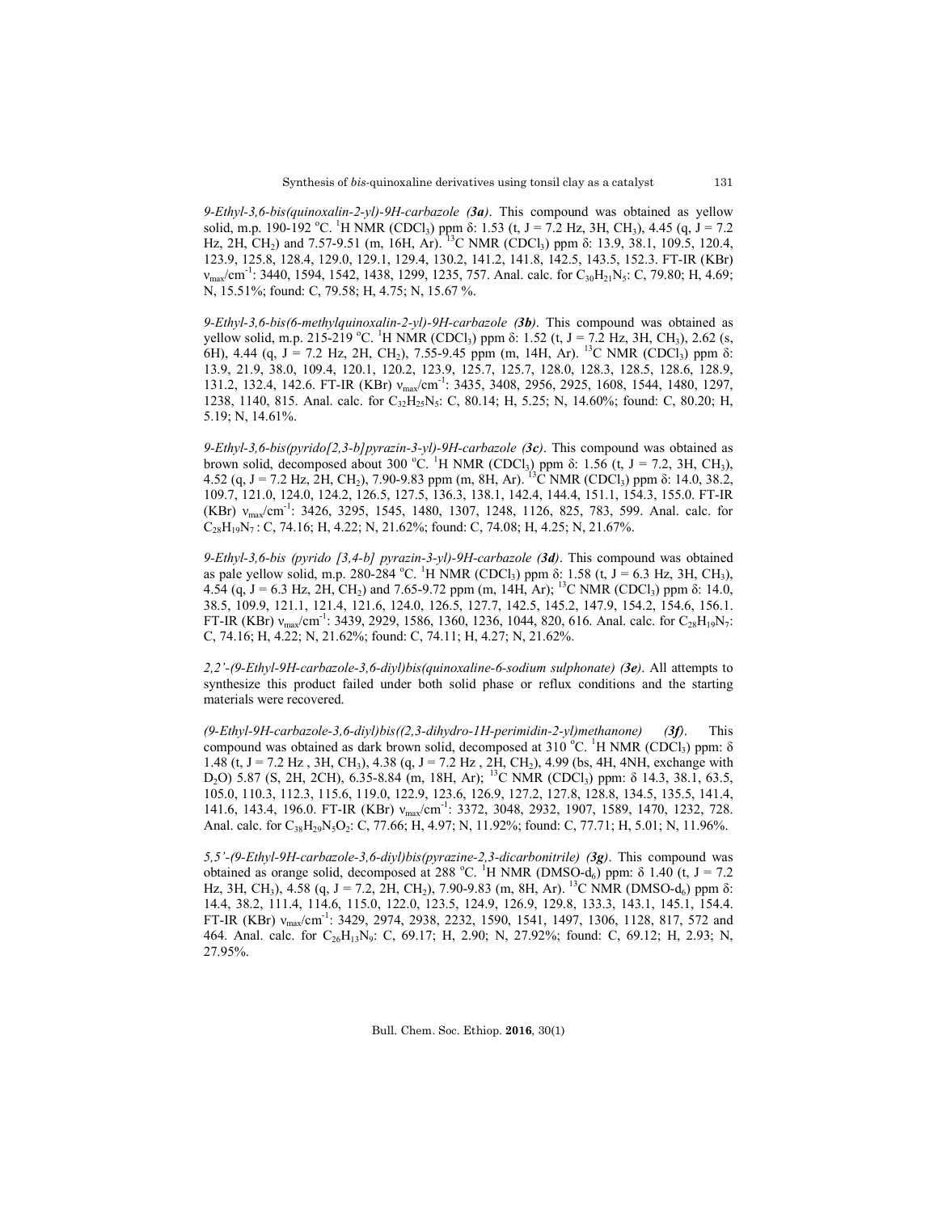*9-Ethyl-3,6-bis(quinoxalin-2-yl)-9H-carbazole* ***(3a)***. This compound was obtained as yellow solid, m.p. 190-192 °C. $^1$H NMR ($CDCl_3$) ppm δ: 1.53 (t, J = 7.2 Hz, 3H, $CH_3$), 4.45 (q, J = 7.2 Hz, 2H, $CH_2$) and 7.57-9.51 (m, 16H, Ar). $^{13}$C NMR ($CDCl_3$) ppm δ: 13.9, 38.1, 109.5, 120.4, 123.9, 125.8, 128.4, 129.0, 129.1, 129.4, 130.2, 141.2, 141.8, 142.5, 143.5, 152.3. FT-IR (KBr) $\nu_{max}$/cm$^{-1}$: 3440, 1594, 1542, 1438, 1299, 1235, 757. Anal. calc. for $C_{30}H_{21}N_5$: C, 79.80; H, 4.69; N, 15.51%; found: C, 79.58; H, 4.75; N, 15.67 %.

*9-Ethyl-3,6-bis(6-methylquinoxalin-2-yl)-9H-carbazole* ***(3b)***. This compound was obtained as yellow solid, m.p. 215-219 °C. $^1$H NMR ($CDCl_3$) ppm δ: 1.52 (t, J = 7.2 Hz, 3H, $CH_3$), 2.62 (s, 6H), 4.44 (q, J = 7.2 Hz, 2H, $CH_2$), 7.55-9.45 ppm (m, 14H, Ar). $^{13}$C NMR ($CDCl_3$) ppm δ: 13.9, 21.9, 38.0, 109.4, 120.1, 120.2, 123.9, 125.7, 125.7, 128.0, 128.3, 128.5, 128.6, 128.9, 131.2, 132.4, 142.6. FT-IR (KBr) $\nu_{max}$/cm$^{-1}$: 3435, 3408, 2956, 2925, 1608, 1544, 1480, 1297, 1238, 1140, 815. Anal. calc. for $C_{32}H_{25}N_5$: C, 80.14; H, 5.25; N, 14.60%; found: C, 80.20; H, 5.19; N, 14.61%.

*9-Ethyl-3,6-bis(pyrido[2,3-b]pyrazin-3-yl)-9H-carbazole* ***(3c)***. This compound was obtained as brown solid, decomposed about 300 °C. $^1$H NMR ($CDCl_3$) ppm δ: 1.56 (t, J = 7.2, 3H, $CH_3$), 4.52 (q, J = 7.2 Hz, 2H, $CH_2$), 7.90-9.83 ppm (m, 8H, Ar). $^{13}$C NMR ($CDCl_3$) ppm δ: 14.0, 38.2, 109.7, 121.0, 124.0, 124.2, 126.5, 127.5, 136.3, 138.1, 142.4, 144.4, 151.1, 154.3, 155.0. FT-IR (KBr) $\nu_{max}$/cm$^{-1}$: 3426, 3295, 1545, 1480, 1307, 1248, 1126, 825, 783, 599. Anal. calc. for $C_{28}H_{19}N_7$ : C, 74.16; H, 4.22; N, 21.62%; found: C, 74.08; H, 4.25; N, 21.67%.

*9-Ethyl-3,6-bis (pyrido [3,4-b] pyrazin-3-yl)-9H-carbazole* ***(3d)***. This compound was obtained as pale yellow solid, m.p. 280-284 °C. $^1$H NMR ($CDCl_3$) ppm δ: 1.58 (t, J = 6.3 Hz, 3H, $CH_3$), 4.54 (q, J = 6.3 Hz, 2H, $CH_2$) and 7.65-9.72 ppm (m, 14H, Ar); $^{13}$C NMR ($CDCl_3$) ppm δ: 14.0, 38.5, 109.9, 121.1, 121.4, 121.6, 124.0, 126.5, 127.7, 142.5, 145.2, 147.9, 154.2, 154.6, 156.1. FT-IR (KBr) $\nu_{max}$/cm$^{-1}$: 3439, 2929, 1586, 1360, 1236, 1044, 820, 616. Anal. calc. for $C_{28}H_{19}N_7$: C, 74.16; H, 4.22; N, 21.62%; found: C, 74.11; H, 4.27; N, 21.62%.

*2,2'-(9-Ethyl-9H-carbazole-3,6-diyl)bis(quinoxaline-6-sodium sulphonate)* ***(3e)***. All attempts to synthesize this product failed under both solid phase or reflux conditions and the starting materials were recovered.

*(9-Ethyl-9H-carbazole-3,6-diyl)bis((2,3-dihydro-1H-perimidin-2-yl)methanone)* ***(3f)***. This compound was obtained as dark brown solid, decomposed at 310 °C. $^1$H NMR ($CDCl_3$) ppm: δ 1.48 (t, J = 7.2 Hz , 3H, $CH_3$), 4.38 (q, J = 7.2 Hz , 2H, $CH_2$), 4.99 (bs, 4H, 4NH, exchange with $D_2O$) 5.87 (S, 2H, 2CH), 6.35-8.84 (m, 18H, Ar); $^{13}$C NMR ($CDCl_3$) ppm: δ 14.3, 38.1, 63.5, 105.0, 110.3, 112.3, 115.6, 119.0, 122.9, 123.6, 126.9, 127.2, 127.8, 128.8, 134.5, 135.5, 141.4, 141.6, 143.4, 196.0. FT-IR (KBr) $\nu_{max}$/cm$^{-1}$: 3372, 3048, 2932, 1907, 1589, 1470, 1232, 728. Anal. calc. for $C_{38}H_{29}N_5O_2$: C, 77.66; H, 4.97; N, 11.92%; found: C, 77.71; H, 5.01; N, 11.96%.

*5,5'-(9-Ethyl-9H-carbazole-3,6-diyl)bis(pyrazine-2,3-dicarbonitrile)* ***(3g)***. This compound was obtained as orange solid, decomposed at 288 °C. $^1$H NMR (DMSO-$d_6$) ppm: δ 1.40 (t, J = 7.2 Hz, 3H, $CH_3$), 4.58 (q, J = 7.2, 2H, $CH_2$), 7.90-9.83 (m, 8H, Ar). $^{13}$C NMR (DMSO-$d_6$) ppm δ: 14.4, 38.2, 111.4, 114.6, 115.0, 122.0, 123.5, 124.9, 126.9, 129.8, 133.3, 143.1, 145.1, 154.4. FT-IR (KBr) $\nu_{max}$/cm$^{-1}$: 3429, 2974, 2938, 2232, 1590, 1541, 1497, 1306, 1128, 817, 572 and 464. Anal. calc. for $C_{26}H_{13}N_9$: C, 69.17; H, 2.90; N, 27.92%; found: C, 69.12; H, 2.93; N, 27.95%.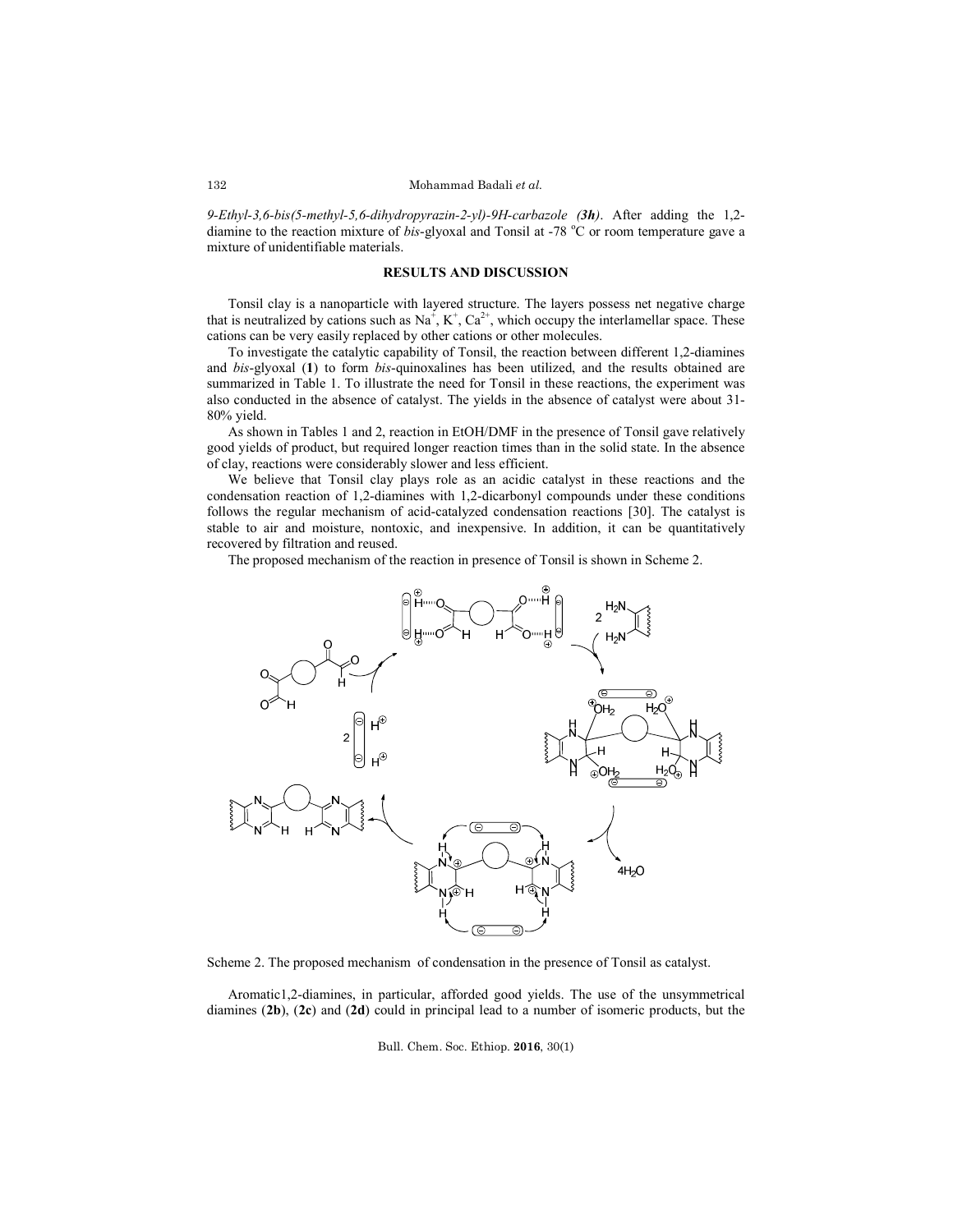*9-Ethyl-3,6-bis(5-methyl-5,6-dihydropyrazin-2-yl)-9H-carbazole* ***(3h)***. After adding the 1,2-diamine to the reaction mixture of *bis*-glyoxal and Tonsil at -78 °C or room temperature gave a mixture of unidentifiable materials.

## RESULTS AND DISCUSSION

Tonsil clay is a nanoparticle with layered structure. The layers possess net negative charge that is neutralized by cations such as $Na^{+}$, $K^{+}$, $Ca^{2+}$, which occupy the interlamellar space. These cations can be very easily replaced by other cations or other molecules.

To investigate the catalytic capability of Tonsil, the reaction between different 1,2-diamines and *bis*-glyoxal (**1**) to form *bis*-quinoxalines has been utilized, and the results obtained are summarized in Table 1. To illustrate the need for Tonsil in these reactions, the experiment was also conducted in the absence of catalyst. The yields in the absence of catalyst were about 31-80% yield.

As shown in Tables 1 and 2, reaction in EtOH/DMF in the presence of Tonsil gave relatively good yields of product, but required longer reaction times than in the solid state. In the absence of clay, reactions were considerably slower and less efficient.

We believe that Tonsil clay plays role as an acidic catalyst in these reactions and the condensation reaction of 1,2-diamines with 1,2-dicarbonyl compounds under these conditions follows the regular mechanism of acid-catalyzed condensation reactions [30]. The catalyst is stable to air and moisture, nontoxic, and inexpensive. In addition, it can be quantitatively recovered by filtration and reused.

The proposed mechanism of the reaction in presence of Tonsil is shown in Scheme 2.

Scheme 2. The proposed mechanism of condensation in the presence of Tonsil as catalyst.

Aromatic1,2-diamines, in particular, afforded good yields. The use of the unsymmetrical diamines (**2b**), (**2c**) and (**2d**) could in principal lead to a number of isomeric products, but the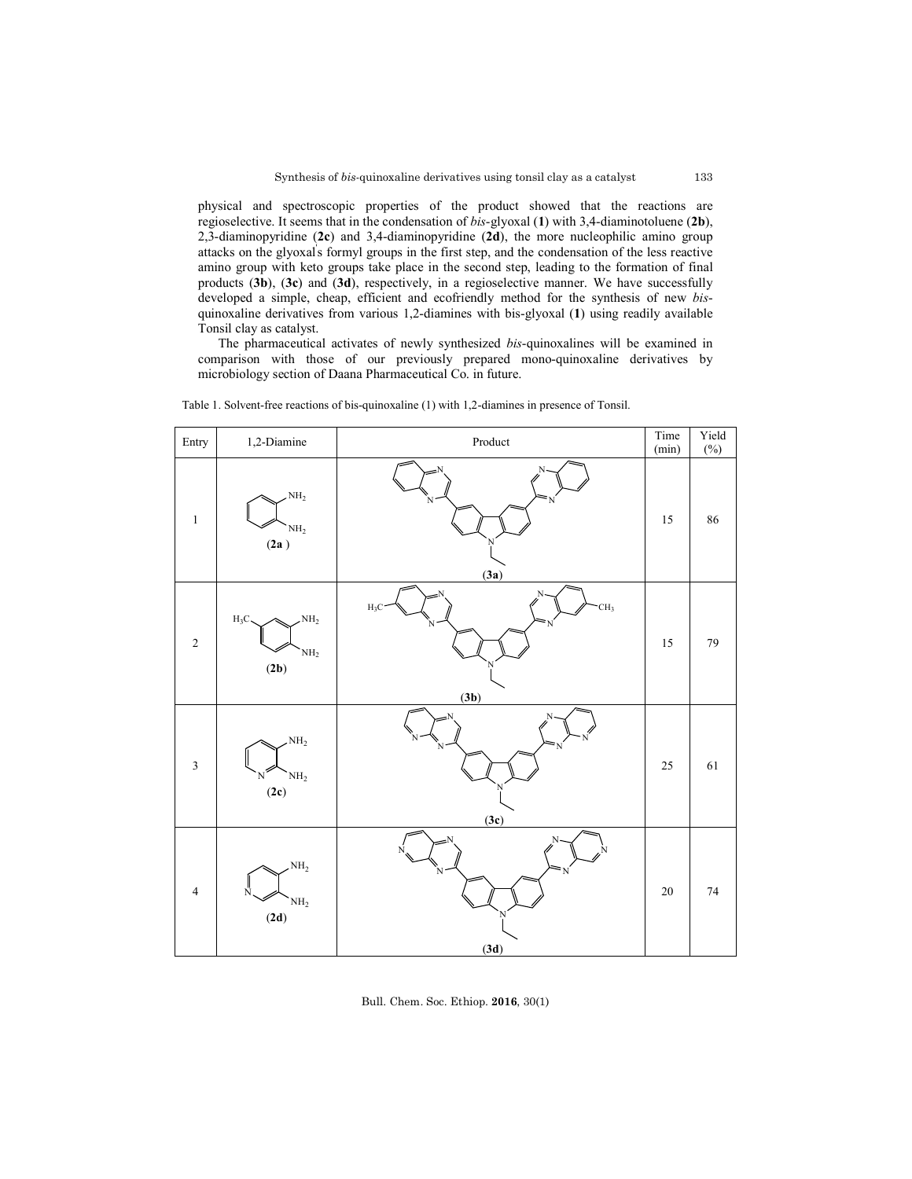physical and spectroscopic properties of the product showed that the reactions are regioselective. It seems that in the condensation of *bis*-glyoxal (**1**) with 3,4-diaminotoluene (**2b**), 2,3-diaminopyridine (**2c**) and 3,4-diaminopyridine (**2d**), the more nucleophilic amino group attacks on the glyoxal's formyl groups in the first step, and the condensation of the less reactive amino group with keto groups take place in the second step, leading to the formation of final products (**3b**), (**3c**) and (**3d**), respectively, in a regioselective manner. We have successfully developed a simple, cheap, efficient and ecofriendly method for the synthesis of new *bis*-quinoxaline derivatives from various 1,2-diamines with bis-glyoxal (**1**) using readily available Tonsil clay as catalyst.

The pharmaceutical activates of newly synthesized *bis*-quinoxalines will be examined in comparison with those of our previously prepared mono-quinoxaline derivatives by microbiology section of Daana Pharmaceutical Co. in future.

Table 1. Solvent-free reactions of bis-quinoxaline (1) with 1,2-diamines in presence of Tonsil.

| Entry | 1,2-Diamine | Product | Time (min) | Yield (%) |
|---|---|---|---|---|
| 1 | (**2a**) | (**3a**) | 15 | 86 |
| 2 | (**2b**) | (**3b**) | 15 | 79 |
| 3 | (**2c**) | (**3c**) | 25 | 61 |
| 4 | (**2d**) | (**3d**) | 20 | 74 |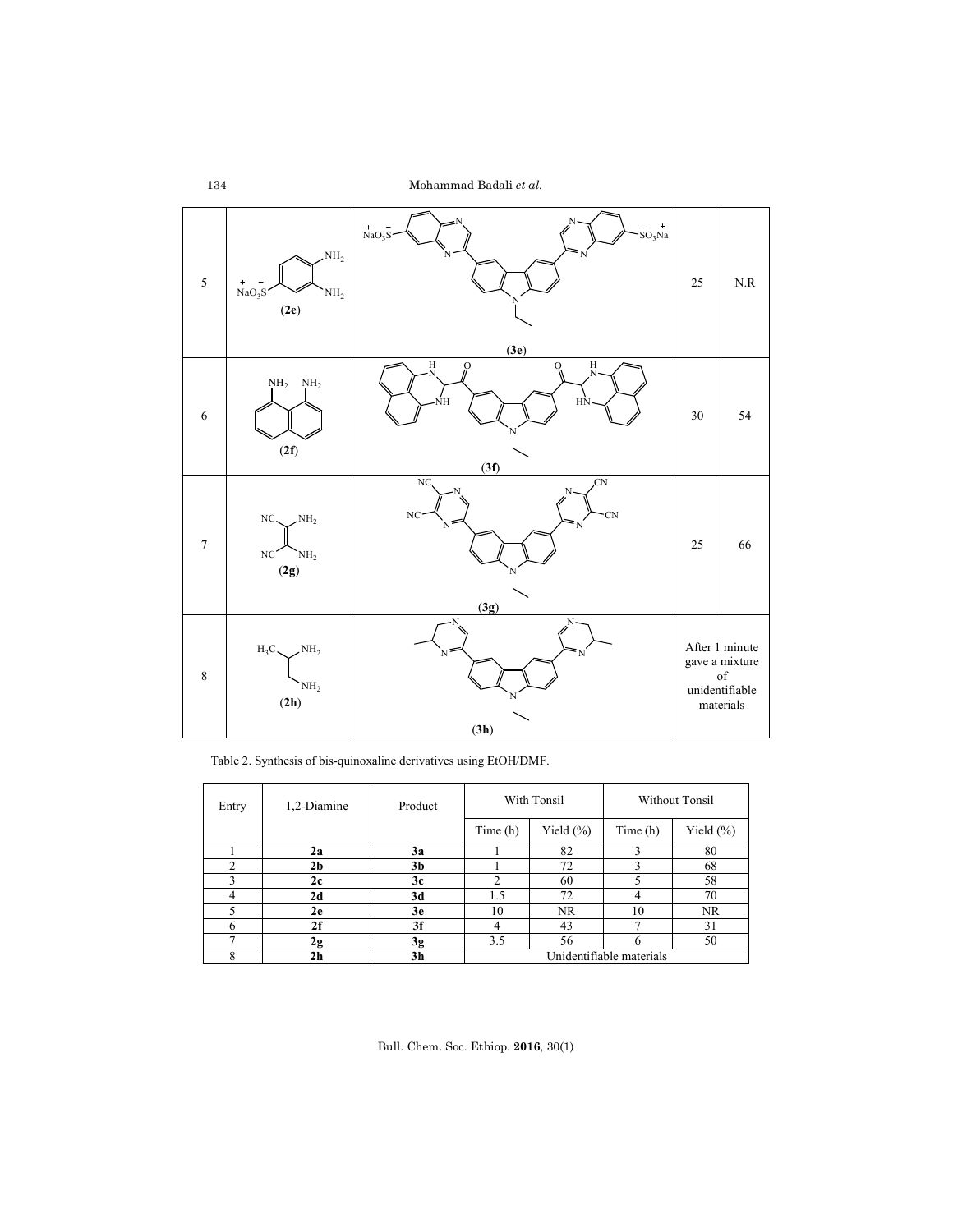| 5 | NaO$_3$S-C$_6$H$_3$(NH$_2$)$_2$ (**2e**) | (**3e**) | 25 | N.R |
|---|---|---|---|---|
| 6 | 1,8-diaminonaphthalene (**2f**) | (**3f**) | 30 | 54 |
| 7 | NC(NH$_2$)C=C(NH$_2$)CN (**2g**) | (**3g**) | 25 | 66 |
| 8 | H$_3$C-CH(NH$_2$)-CH$_2$NH$_2$ (**2h**) | (**3h**) | After 1 minute gave a mixture of unidentifiable materials | |

Table 2. Synthesis of bis-quinoxaline derivatives using EtOH/DMF.

| Entry | 1,2-Diamine | Product | With Tonsil | | Without Tonsil | |
|---|---|---|---|---|---|---|
| | | | Time (h) | Yield (%) | Time (h) | Yield (%) |
| 1 | **2a** | **3a** | 1 | 82 | 3 | 80 |
| 2 | **2b** | **3b** | 1 | 72 | 3 | 68 |
| 3 | **2c** | **3c** | 2 | 60 | 5 | 58 |
| 4 | **2d** | **3d** | 1.5 | 72 | 4 | 70 |
| 5 | **2e** | **3e** | 10 | NR | 10 | NR |
| 6 | **2f** | **3f** | 4 | 43 | 7 | 31 |
| 7 | **2g** | **3g** | 3.5 | 56 | 6 | 50 |
| 8 | **2h** | **3h** | Unidentifiable materials | | | |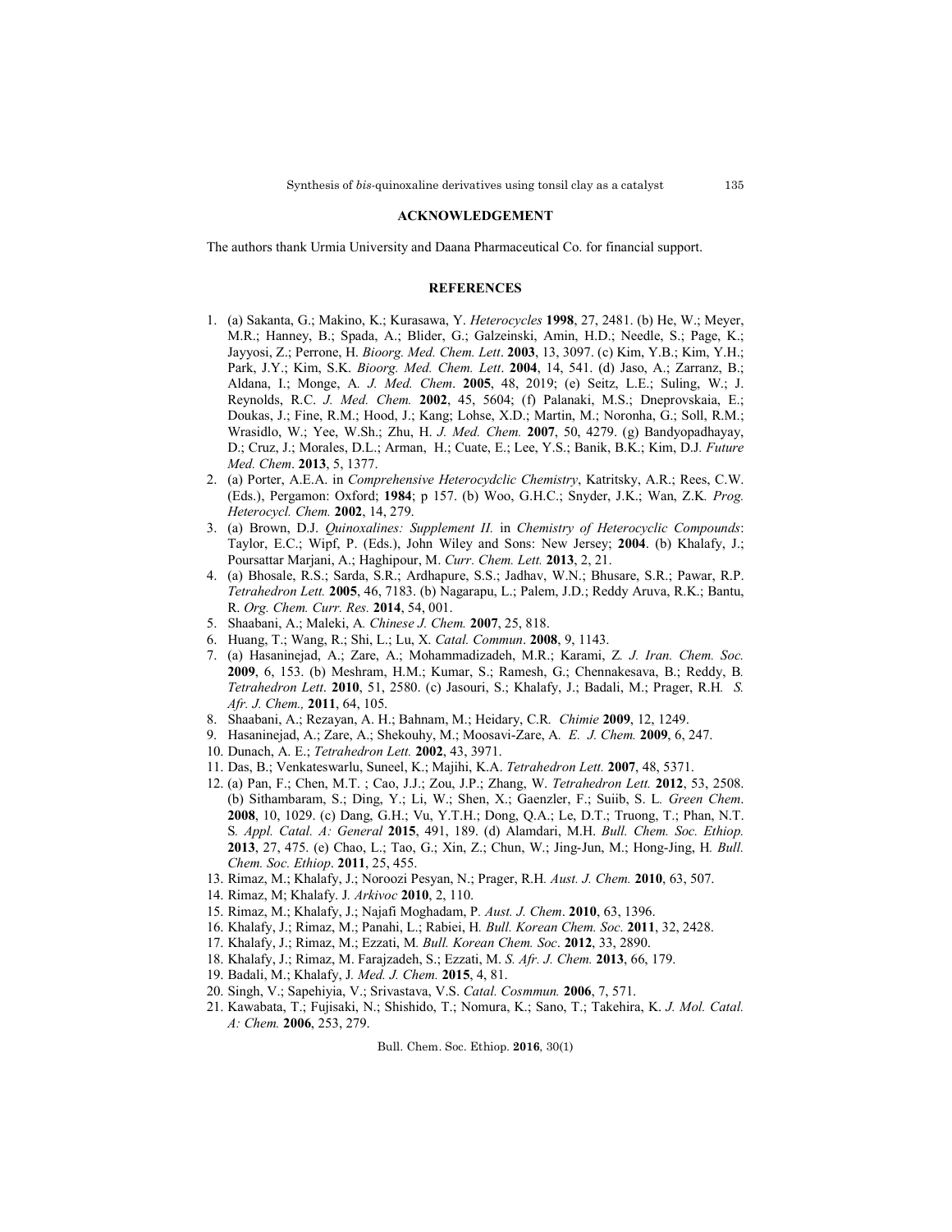## ACKNOWLEDGEMENT

The authors thank Urmia University and Daana Pharmaceutical Co. for financial support.

## REFERENCES

1. (a) Sakanta, G.; Makino, K.; Kurasawa, Y. *Heterocycles* **1998**, 27, 2481. (b) He, W.; Meyer, M.R.; Hanney, B.; Spada, A.; Blider, G.; Galzeinski, Amin, H.D.; Needle, S.; Page, K.; Jayyosi, Z.; Perrone, H. *Bioorg. Med. Chem. Lett*. **2003**, 13, 3097. (c) Kim, Y.B.; Kim, Y.H.; Park, J.Y.; Kim, S.K. *Bioorg. Med. Chem. Lett*. **2004**, 14, 541. (d) Jaso, A.; Zarranz, B.; Aldana, I.; Monge, A. *J. Med. Chem*. **2005**, 48, 2019; (e) Seitz, L.E.; Suling, W.; J. Reynolds, R.C. *J. Med. Chem.* **2002**, 45, 5604; (f) Palanaki, M.S.; Dneprovskaia, E.; Doukas, J.; Fine, R.M.; Hood, J.; Kang; Lohse, X.D.; Martin, M.; Noronha, G.; Soll, R.M.; Wrasidlo, W.; Yee, W.Sh.; Zhu, H. *J. Med. Chem.* **2007**, 50, 4279. (g) Bandyopadhayay, D.; Cruz, J.; Morales, D.L.; Arman, H.; Cuate, E.; Lee, Y.S.; Banik, B.K.; Kim, D.J. *Future Med. Chem*. **2013**, 5, 1377.
2. (a) Porter, A.E.A. in *Comprehensive Heterocydclic Chemistry*, Katritsky, A.R.; Rees, C.W. (Eds.), Pergamon: Oxford; **1984**; p 157. (b) Woo, G.H.C.; Snyder, J.K.; Wan, Z.K. *Prog. Heterocycl. Chem.* **2002**, 14, 279.
3. (a) Brown, D.J. *Quinoxalines: Supplement II.* in *Chemistry of Heterocyclic Compounds*: Taylor, E.C.; Wipf, P. (Eds.), John Wiley and Sons: New Jersey; **2004**. (b) Khalafy, J.; Poursattar Marjani, A.; Haghipour, M. *Curr. Chem. Lett.* **2013**, 2, 21.
4. (a) Bhosale, R.S.; Sarda, S.R.; Ardhapure, S.S.; Jadhav, W.N.; Bhusare, S.R.; Pawar, R.P. *Tetrahedron Lett.* **2005**, 46, 7183. (b) Nagarapu, L.; Palem, J.D.; Reddy Aruva, R.K.; Bantu, R. *Org. Chem. Curr. Res.* **2014**, 54, 001.
5. Shaabani, A.; Maleki, A. *Chinese J. Chem.* **2007**, 25, 818.
6. Huang, T.; Wang, R.; Shi, L.; Lu, X. *Catal. Commun*. **2008**, 9, 1143.
7. (a) Hasaninejad, A.; Zare, A.; Mohammadizadeh, M.R.; Karami, Z. *J. Iran. Chem. Soc.* **2009**, 6, 153. (b) Meshram, H.M.; Kumar, S.; Ramesh, G.; Chennakesava, B.; Reddy, B. *Tetrahedron Lett*. **2010**, 51, 2580. (c) Jasouri, S.; Khalafy, J.; Badali, M.; Prager, R.H. *S. Afr. J. Chem.,* **2011**, 64, 105.
8. Shaabani, A.; Rezayan, A. H.; Bahnam, M.; Heidary, C.R. *Chimie* **2009**, 12, 1249.
9. Hasaninejad, A.; Zare, A.; Shekouhy, M.; Moosavi-Zare, A. *E. J. Chem.* **2009**, 6, 247.
10. Dunach, A. E.; *Tetrahedron Lett.* **2002**, 43, 3971.
11. Das, B.; Venkateswarlu, Suneel, K.; Majihi, K.A. *Tetrahedron Lett.* **2007**, 48, 5371.
12. (a) Pan, F.; Chen, M.T. ; Cao, J.J.; Zou, J.P.; Zhang, W. *Tetrahedron Lett.* **2012**, 53, 2508. (b) Sithambaram, S.; Ding, Y.; Li, W.; Shen, X.; Gaenzler, F.; Suiib, S. L. *Green Chem*. **2008**, 10, 1029. (c) Dang, G.H.; Vu, Y.T.H.; Dong, Q.A.; Le, D.T.; Truong, T.; Phan, N.T. S. *Appl. Catal. A: General* **2015**, 491, 189. (d) Alamdari, M.H. *Bull. Chem. Soc. Ethiop.* **2013**, 27, 475. (e) Chao, L.; Tao, G.; Xin, Z.; Chun, W.; Jing-Jun, M.; Hong-Jing, H. *Bull. Chem. Soc. Ethiop*. **2011**, 25, 455.
13. Rimaz, M.; Khalafy, J.; Noroozi Pesyan, N.; Prager, R.H. *Aust. J. Chem.* **2010**, 63, 507.
14. Rimaz, M; Khalafy. J. *Arkivoc* **2010**, 2, 110.
15. Rimaz, M.; Khalafy, J.; Najafi Moghadam, P. *Aust. J. Chem*. **2010**, 63, 1396.
16. Khalafy, J.; Rimaz, M.; Panahi, L.; Rabiei, H. *Bull. Korean Chem. Soc.* **2011**, 32, 2428.
17. Khalafy, J.; Rimaz, M.; Ezzati, M. *Bull. Korean Chem. Soc*. **2012**, 33, 2890.
18. Khalafy, J.; Rimaz, M. Farajzadeh, S.; Ezzati, M. *S. Afr. J. Chem.* **2013**, 66, 179.
19. Badali, M.; Khalafy, J. *Med. J. Chem.* **2015**, 4, 81.
20. Singh, V.; Sapehiyia, V.; Srivastava, V.S. *Catal. Cosmmun.* **2006**, 7, 571.
21. Kawabata, T.; Fujisaki, N.; Shishido, T.; Nomura, K.; Sano, T.; Takehira, K. *J. Mol. Catal. A: Chem.* **2006**, 253, 279.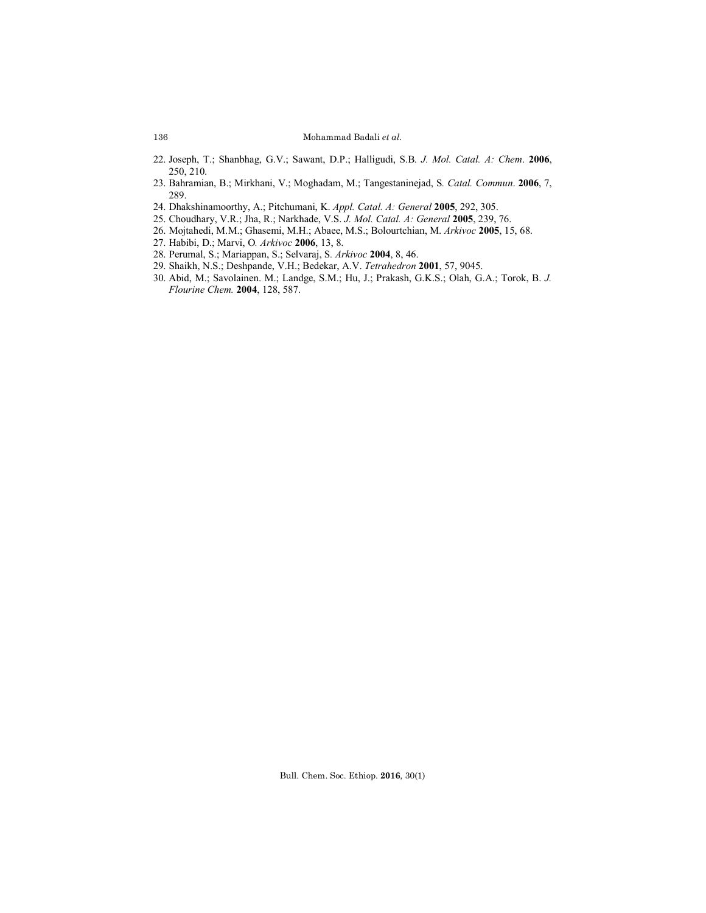22. Joseph, T.; Shanbhag, G.V.; Sawant, D.P.; Halligudi, S.B. *J. Mol. Catal. A: Chem*. **2006**, 250, 210.
23. Bahramian, B.; Mirkhani, V.; Moghadam, M.; Tangestaninejad, S. *Catal. Commun*. **2006**, 7, 289.
24. Dhakshinamoorthy, A.; Pitchumani, K. *Appl. Catal. A: General* **2005**, 292, 305.
25. Choudhary, V.R.; Jha, R.; Narkhade, V.S. *J. Mol. Catal. A: General* **2005**, 239, 76.
26. Mojtahedi, M.M.; Ghasemi, M.H.; Abaee, M.S.; Bolourtchian, M. *Arkivoc* **2005**, 15, 68.
27. Habibi, D.; Marvi, O. *Arkivoc* **2006**, 13, 8.
28. Perumal, S.; Mariappan, S.; Selvaraj, S. *Arkivoc* **2004**, 8, 46.
29. Shaikh, N.S.; Deshpande, V.H.; Bedekar, A.V. *Tetrahedron* **2001**, 57, 9045.
30. Abid, M.; Savolainen. M.; Landge, S.M.; Hu, J.; Prakash, G.K.S.; Olah, G.A.; Torok, B. *J. Flourine Chem.* **2004**, 128, 587.